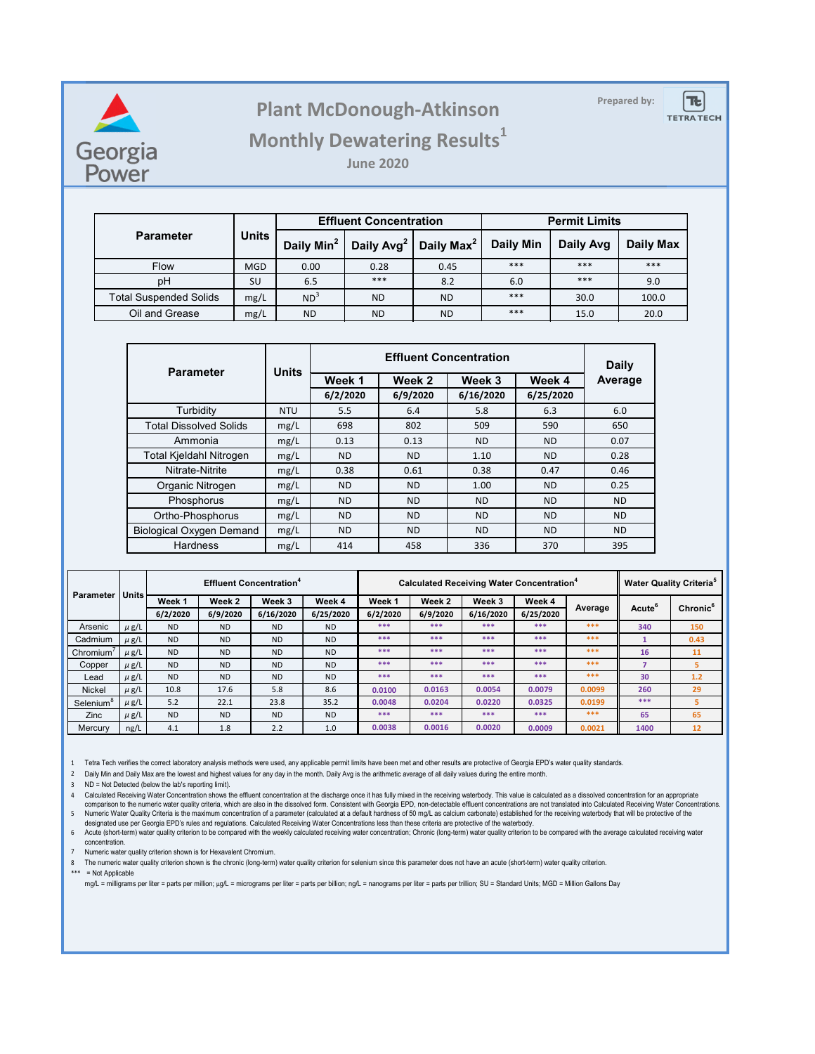# Plant McDonough-Atkinson

## Monthly Dewatering Results[1]

June 2020

Georgia Power

Prepared by: Tetra Tech

| Parameter | Units | Effluent Concentration | | | Permit Limits | | |
|---|---|---|---|---|---|---|---|
| | | Daily Min[2] | Daily Avg[2] | Daily Max[2] | Daily Min | Daily Avg | Daily Max |
| Flow | MGD | 0.00 | 0.28 | 0.45 | *** | *** | *** |
| pH | SU | 6.5 | *** | 8.2 | 6.0 | *** | 9.0 |
| Total Suspended Solids | mg/L | ND[3] | ND | ND | *** | 30.0 | 100.0 |
| Oil and Grease | mg/L | ND | ND | ND | *** | 15.0 | 20.0 |

| Parameter | Units | Effluent Concentration | | | | Daily Average |
|---|---|---|---|---|---|---|
| | | Week 1 | Week 2 | Week 3 | Week 4 | |
| | | 6/2/2020 | 6/9/2020 | 6/16/2020 | 6/25/2020 | |
| Turbidity | NTU | 5.5 | 6.4 | 5.8 | 6.3 | 6.0 |
| Total Dissolved Solids | mg/L | 698 | 802 | 509 | 590 | 650 |
| Ammonia | mg/L | 0.13 | 0.13 | ND | ND | 0.07 |
| Total Kjeldahl Nitrogen | mg/L | ND | ND | 1.10 | ND | 0.28 |
| Nitrate-Nitrite | mg/L | 0.38 | 0.61 | 0.38 | 0.47 | 0.46 |
| Organic Nitrogen | mg/L | ND | ND | 1.00 | ND | 0.25 |
| Phosphorus | mg/L | ND | ND | ND | ND | ND |
| Ortho-Phosphorus | mg/L | ND | ND | ND | ND | ND |
| Biological Oxygen Demand | mg/L | ND | ND | ND | ND | ND |
| Hardness | mg/L | 414 | 458 | 336 | 370 | 395 |

| Parameter | Units | Effluent Concentration[4] | | | | Calculated Receiving Water Concentration[4] | | | | | Water Quality Criteria[5] | |
|---|---|---|---|---|---|---|---|---|---|---|---|---|
| | | Week 1 | Week 2 | Week 3 | Week 4 | Week 1 | Week 2 | Week 3 | Week 4 | Average | Acute[6] | Chronic[6] |
| | | 6/2/2020 | 6/9/2020 | 6/16/2020 | 6/25/2020 | 6/2/2020 | 6/9/2020 | 6/16/2020 | 6/25/2020 | | | |
| Arsenic | µg/L | ND | ND | ND | ND | *** | *** | *** | *** | *** | 340 | 150 |
| Cadmium | µg/L | ND | ND | ND | ND | *** | *** | *** | *** | *** | 1 | 0.43 |
| Chromium[7] | µg/L | ND | ND | ND | ND | *** | *** | *** | *** | *** | 16 | 11 |
| Copper | µg/L | ND | ND | ND | ND | *** | *** | *** | *** | *** | 7 | 5 |
| Lead | µg/L | ND | ND | ND | ND | *** | *** | *** | *** | *** | 30 | 1.2 |
| Nickel | µg/L | 10.8 | 17.6 | 5.8 | 8.6 | 0.0100 | 0.0163 | 0.0054 | 0.0079 | 0.0099 | 260 | 29 |
| Selenium[8] | µg/L | 5.2 | 22.1 | 23.8 | 35.2 | 0.0048 | 0.0204 | 0.0220 | 0.0325 | 0.0199 | *** | 5 |
| Zinc | µg/L | ND | ND | ND | ND | *** | *** | *** | *** | *** | 65 | 65 |
| Mercury | ng/L | 4.1 | 1.8 | 2.2 | 1.0 | 0.0038 | 0.0016 | 0.0020 | 0.0009 | 0.0021 | 1400 | 12 |

1 Tetra Tech verifies the correct laboratory analysis methods were used, any applicable permit limits have been met and other results are protective of Georgia EPD's water quality standards.

2 Daily Min and Daily Max are the lowest and highest values for any day in the month. Daily Avg is the arithmetic average of all daily values during the entire month.

3 ND = Not Detected (below the lab's reporting limit).

4 Calculated Receiving Water Concentration shows the effluent concentration at the discharge once it has fully mixed in the receiving waterbody. This value is calculated as a dissolved concentration for an appropriate comparison to the numeric water quality criteria, which are also in the dissolved form. Consistent with Georgia EPD, non-detectable effluent concentrations are not translated into Calculated Receiving Water Concentrations.

5 Numeric Water Quality Criteria is the maximum concentration of a parameter (calculated at a default hardness of 50 mg/L as calcium carbonate) established for the receiving waterbody that will be protective of the designated use per Georgia EPD's rules and regulations. Calculated Receiving Water Concentrations less than these criteria are protective of the waterbody.

6 Acute (short-term) water quality criterion to be compared with the weekly calculated receiving water concentration; Chronic (long-term) water quality criterion to be compared with the average calculated receiving water concentration.

7 Numeric water quality criterion shown is for Hexavalent Chromium.

8 The numeric water quality criterion shown is the chronic (long-term) water quality criterion for selenium since this parameter does not have an acute (short-term) water quality criterion.

*** = Not Applicable

mg/L = milligrams per liter = parts per million; µg/L = micrograms per liter = parts per billion; ng/L = nanograms per liter = parts per trillion; SU = Standard Units; MGD = Million Gallons Day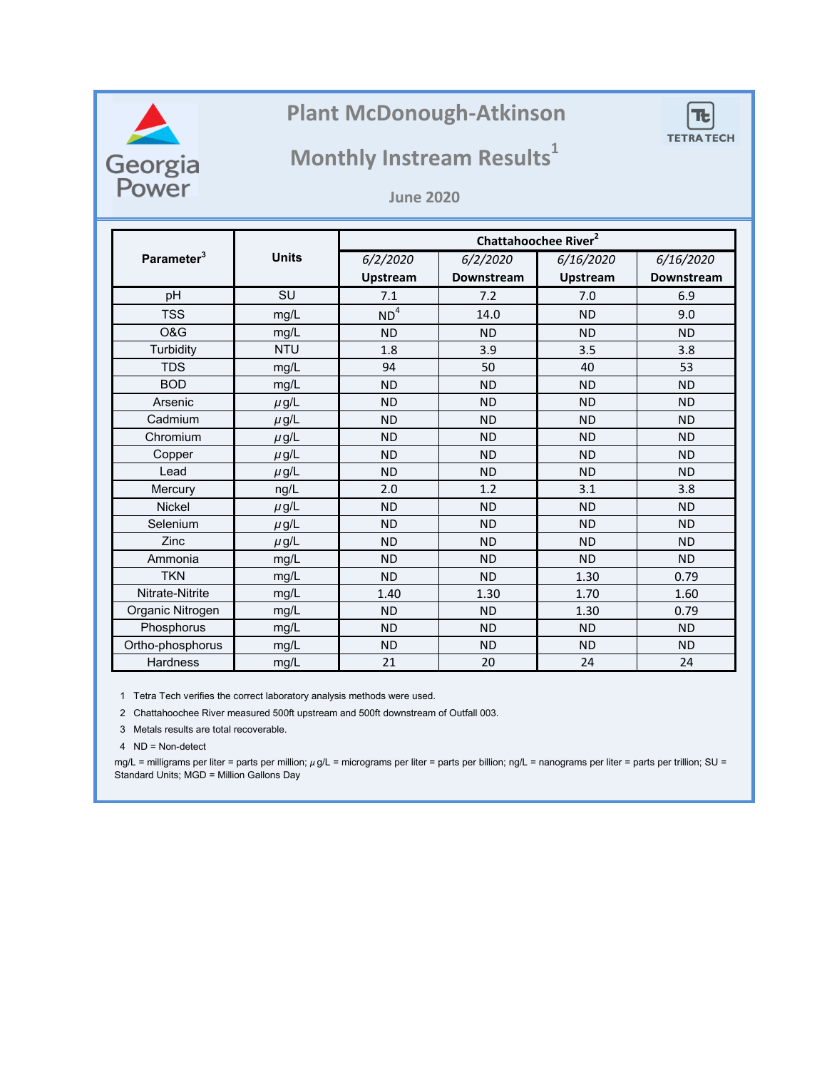# Plant McDonough-Atkinson

## Monthly Instream Results[1]

### June 2020

| Parameter[3] | Units | Chattahoochee River[2] | | | |
|---|---|---|---|---|---|
| | | *6/2/2020* Upstream | *6/2/2020* Downstream | *6/16/2020* Upstream | *6/16/2020* Downstream |
| pH | SU | 7.1 | 7.2 | 7.0 | 6.9 |
| TSS | mg/L | ND[4] | 14.0 | ND | 9.0 |
| O&G | mg/L | ND | ND | ND | ND |
| Turbidity | NTU | 1.8 | 3.9 | 3.5 | 3.8 |
| TDS | mg/L | 94 | 50 | 40 | 53 |
| BOD | mg/L | ND | ND | ND | ND |
| Arsenic | μg/L | ND | ND | ND | ND |
| Cadmium | μg/L | ND | ND | ND | ND |
| Chromium | μg/L | ND | ND | ND | ND |
| Copper | μg/L | ND | ND | ND | ND |
| Lead | μg/L | ND | ND | ND | ND |
| Mercury | ng/L | 2.0 | 1.2 | 3.1 | 3.8 |
| Nickel | μg/L | ND | ND | ND | ND |
| Selenium | μg/L | ND | ND | ND | ND |
| Zinc | μg/L | ND | ND | ND | ND |
| Ammonia | mg/L | ND | ND | ND | ND |
| TKN | mg/L | ND | ND | 1.30 | 0.79 |
| Nitrate-Nitrite | mg/L | 1.40 | 1.30 | 1.70 | 1.60 |
| Organic Nitrogen | mg/L | ND | ND | 1.30 | 0.79 |
| Phosphorus | mg/L | ND | ND | ND | ND |
| Ortho-phosphorus | mg/L | ND | ND | ND | ND |
| Hardness | mg/L | 21 | 20 | 24 | 24 |

1 Tetra Tech verifies the correct laboratory analysis methods were used.

2 Chattahoochee River measured 500ft upstream and 500ft downstream of Outfall 003.

3 Metals results are total recoverable.

4 ND = Non-detect

mg/L = milligrams per liter = parts per million; μg/L = micrograms per liter = parts per billion; ng/L = nanograms per liter = parts per trillion; SU = Standard Units; MGD = Million Gallons Day